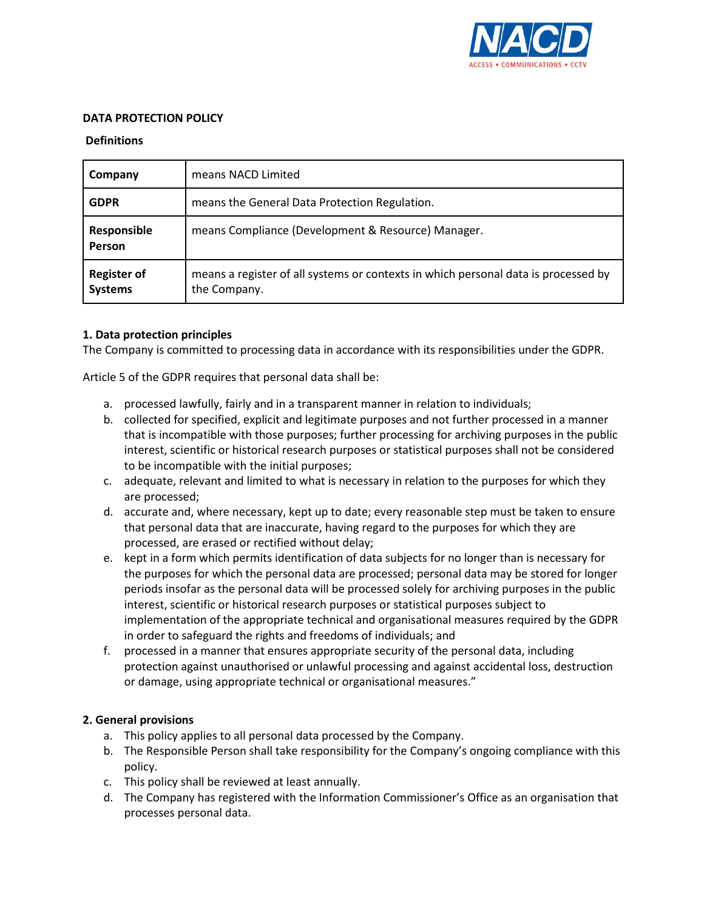## DATA PROTECTION POLICY

### Definitions

| | |
|---|---|
| **Company** | means NACD Limited |
| **GDPR** | means the General Data Protection Regulation. |
| **Responsible Person** | means Compliance (Development & Resource) Manager. |
| **Register of Systems** | means a register of all systems or contexts in which personal data is processed by the Company. |

### 1. Data protection principles

The Company is committed to processing data in accordance with its responsibilities under the GDPR.

Article 5 of the GDPR requires that personal data shall be:

a. processed lawfully, fairly and in a transparent manner in relation to individuals;
b. collected for specified, explicit and legitimate purposes and not further processed in a manner that is incompatible with those purposes; further processing for archiving purposes in the public interest, scientific or historical research purposes or statistical purposes shall not be considered to be incompatible with the initial purposes;
c. adequate, relevant and limited to what is necessary in relation to the purposes for which they are processed;
d. accurate and, where necessary, kept up to date; every reasonable step must be taken to ensure that personal data that are inaccurate, having regard to the purposes for which they are processed, are erased or rectified without delay;
e. kept in a form which permits identification of data subjects for no longer than is necessary for the purposes for which the personal data are processed; personal data may be stored for longer periods insofar as the personal data will be processed solely for archiving purposes in the public interest, scientific or historical research purposes or statistical purposes subject to implementation of the appropriate technical and organisational measures required by the GDPR in order to safeguard the rights and freedoms of individuals; and
f. processed in a manner that ensures appropriate security of the personal data, including protection against unauthorised or unlawful processing and against accidental loss, destruction or damage, using appropriate technical or organisational measures."

### 2. General provisions

a. This policy applies to all personal data processed by the Company.
b. The Responsible Person shall take responsibility for the Company's ongoing compliance with this policy.
c. This policy shall be reviewed at least annually.
d. The Company has registered with the Information Commissioner's Office as an organisation that processes personal data.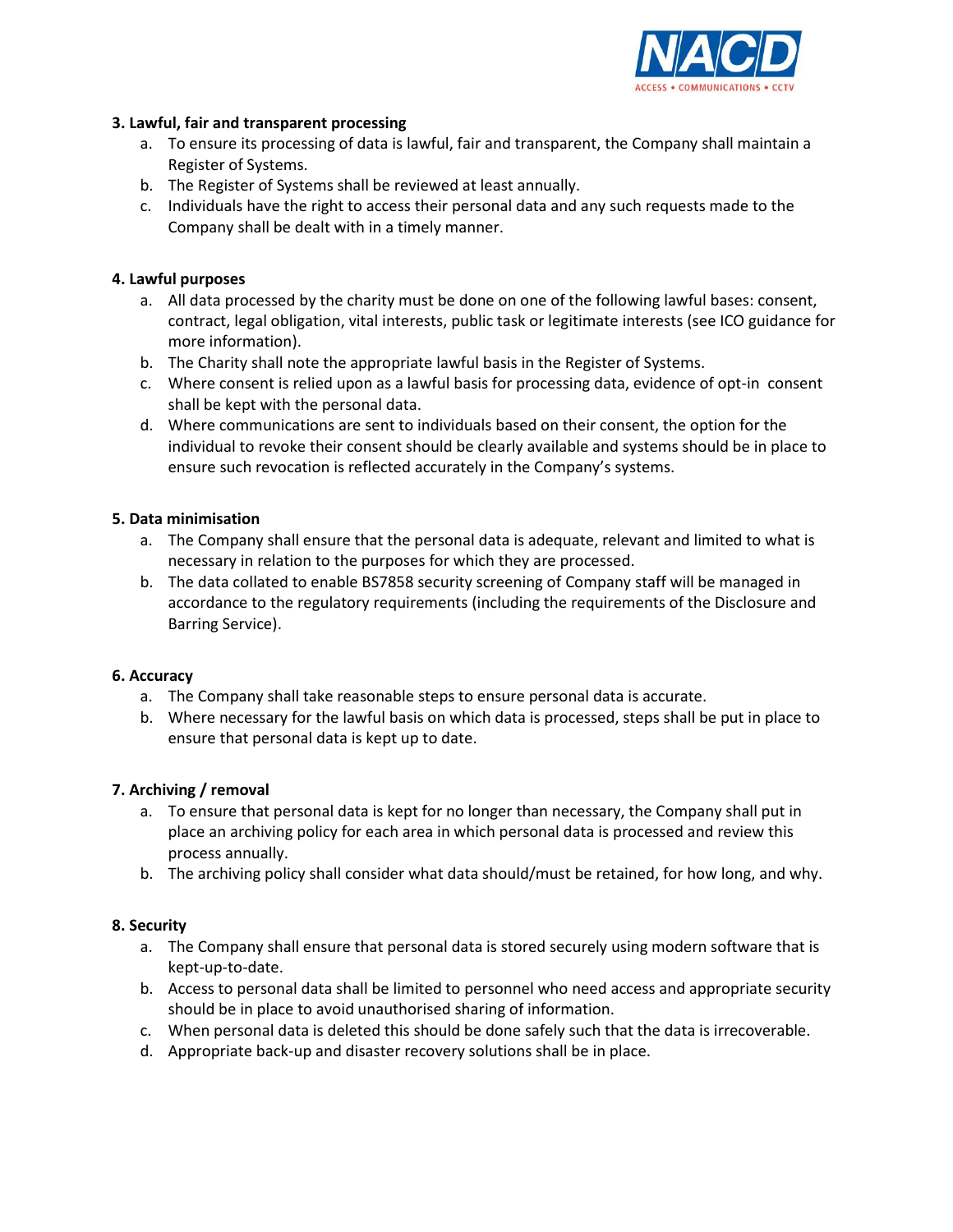**3. Lawful, fair and transparent processing**

a. To ensure its processing of data is lawful, fair and transparent, the Company shall maintain a Register of Systems.
b. The Register of Systems shall be reviewed at least annually.
c. Individuals have the right to access their personal data and any such requests made to the Company shall be dealt with in a timely manner.

**4. Lawful purposes**

a. All data processed by the charity must be done on one of the following lawful bases: consent, contract, legal obligation, vital interests, public task or legitimate interests (see ICO guidance for more information).
b. The Charity shall note the appropriate lawful basis in the Register of Systems.
c. Where consent is relied upon as a lawful basis for processing data, evidence of opt-in consent shall be kept with the personal data.
d. Where communications are sent to individuals based on their consent, the option for the individual to revoke their consent should be clearly available and systems should be in place to ensure such revocation is reflected accurately in the Company's systems.

**5. Data minimisation**

a. The Company shall ensure that the personal data is adequate, relevant and limited to what is necessary in relation to the purposes for which they are processed.
b. The data collated to enable BS7858 security screening of Company staff will be managed in accordance to the regulatory requirements (including the requirements of the Disclosure and Barring Service).

**6. Accuracy**

a. The Company shall take reasonable steps to ensure personal data is accurate.
b. Where necessary for the lawful basis on which data is processed, steps shall be put in place to ensure that personal data is kept up to date.

**7. Archiving / removal**

a. To ensure that personal data is kept for no longer than necessary, the Company shall put in place an archiving policy for each area in which personal data is processed and review this process annually.
b. The archiving policy shall consider what data should/must be retained, for how long, and why.

**8. Security**

a. The Company shall ensure that personal data is stored securely using modern software that is kept-up-to-date.
b. Access to personal data shall be limited to personnel who need access and appropriate security should be in place to avoid unauthorised sharing of information.
c. When personal data is deleted this should be done safely such that the data is irrecoverable.
d. Appropriate back-up and disaster recovery solutions shall be in place.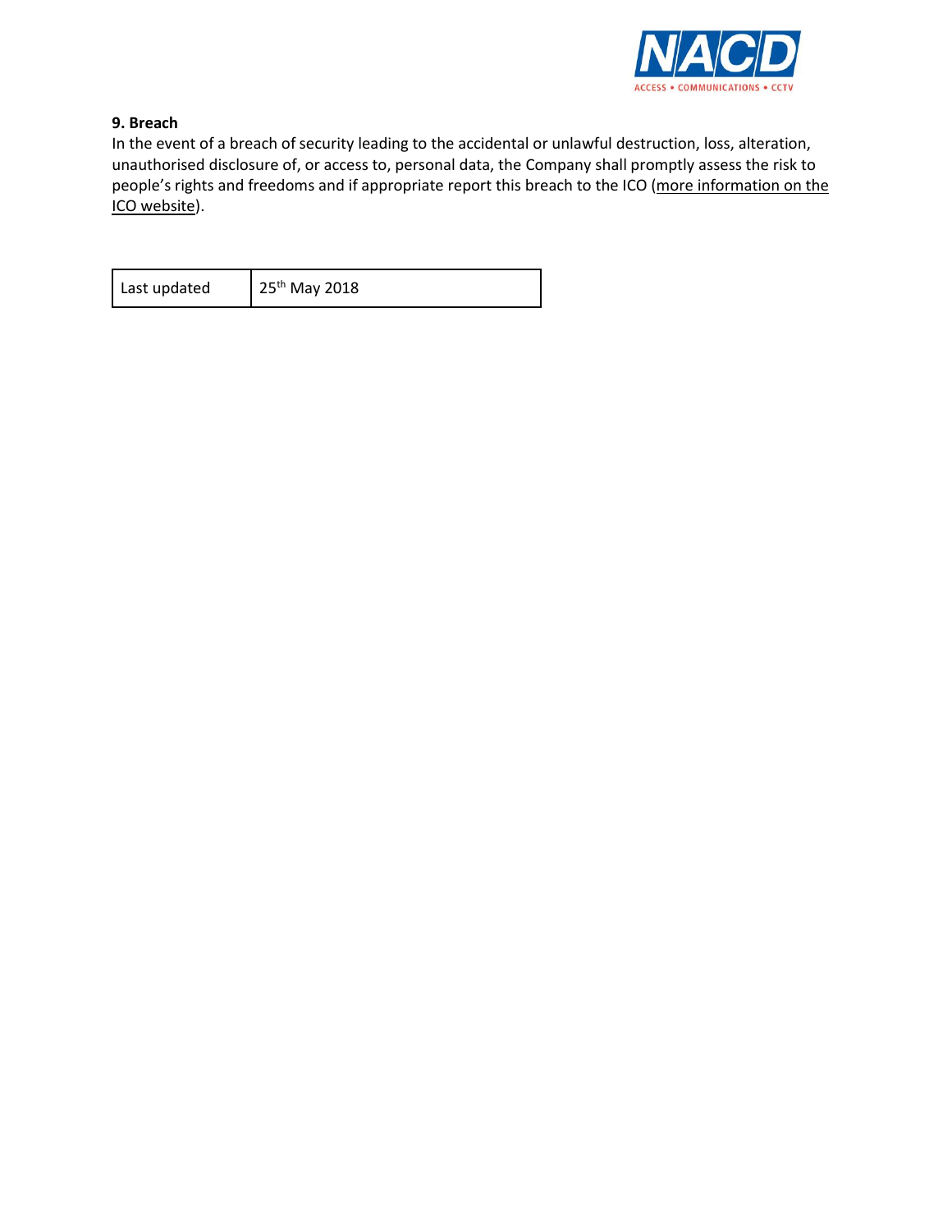### 9. Breach

In the event of a breach of security leading to the accidental or unlawful destruction, loss, alteration, unauthorised disclosure of, or access to, personal data, the Company shall promptly assess the risk to people's rights and freedoms and if appropriate report this breach to the ICO (more information on the ICO website).

| | |
|---|---|
| Last updated | 25th May 2018 |